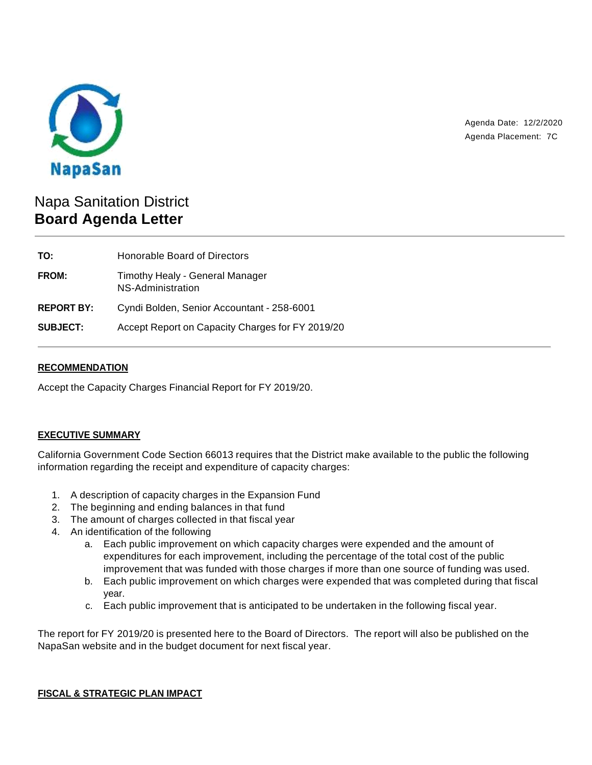NapaSan

Agenda Date: 12/2/2020
Agenda Placement: 7C

# Napa Sanitation District
## Board Agenda Letter

| | |
|---|---|
| **TO:** | Honorable Board of Directors |
| **FROM:** | Timothy Healy - General Manager<br>NS-Administration |
| **REPORT BY:** | Cyndi Bolden, Senior Accountant - 258-6001 |
| **SUBJECT:** | Accept Report on Capacity Charges for FY 2019/20 |

### RECOMMENDATION

Accept the Capacity Charges Financial Report for FY 2019/20.

### EXECUTIVE SUMMARY

California Government Code Section 66013 requires that the District make available to the public the following information regarding the receipt and expenditure of capacity charges:

1. A description of capacity charges in the Expansion Fund
2. The beginning and ending balances in that fund
3. The amount of charges collected in that fiscal year
4. An identification of the following
   a. Each public improvement on which capacity charges were expended and the amount of expenditures for each improvement, including the percentage of the total cost of the public improvement that was funded with those charges if more than one source of funding was used.
   b. Each public improvement on which charges were expended that was completed during that fiscal year.
   c. Each public improvement that is anticipated to be undertaken in the following fiscal year.

The report for FY 2019/20 is presented here to the Board of Directors. The report will also be published on the NapaSan website and in the budget document for next fiscal year.

### FISCAL & STRATEGIC PLAN IMPACT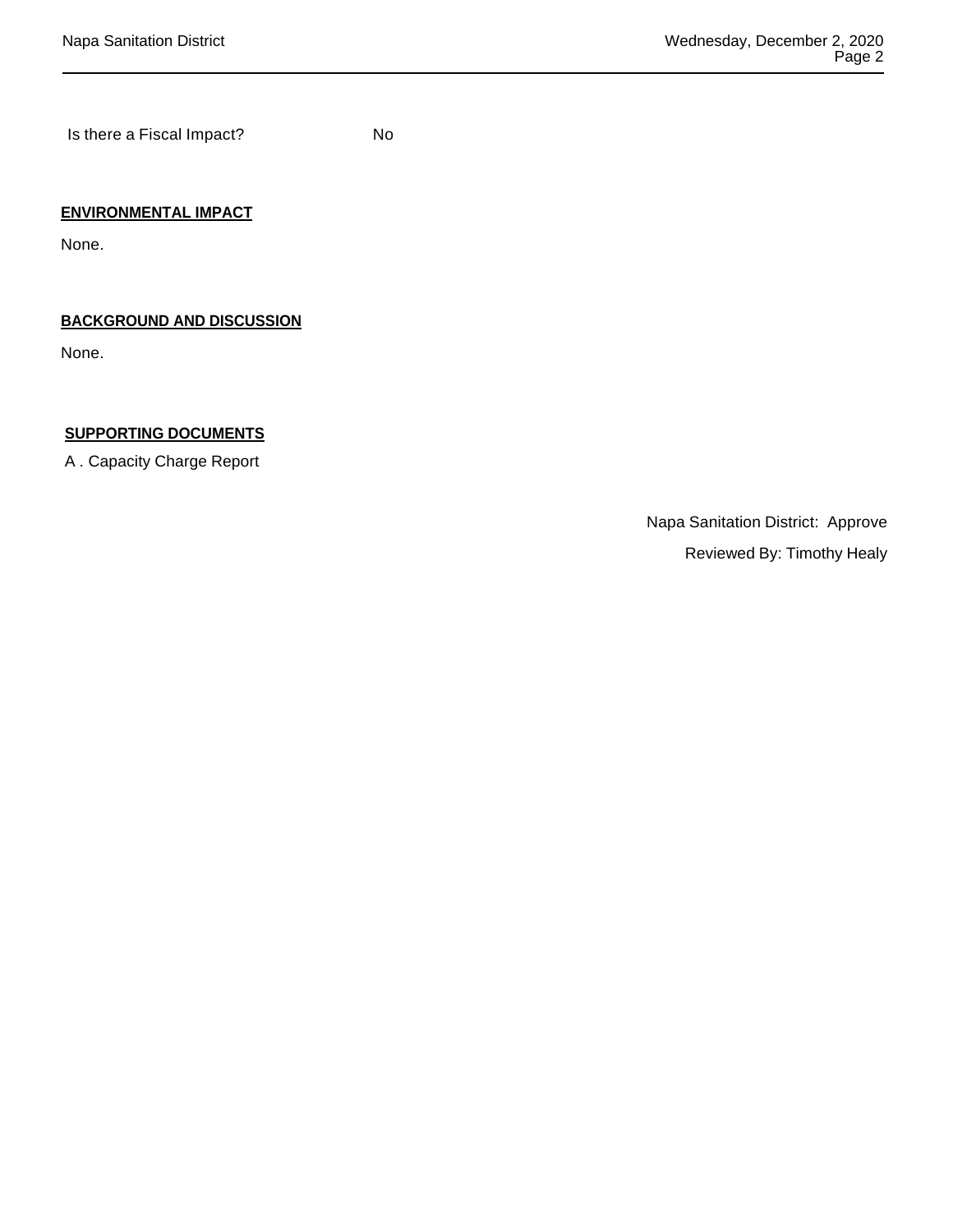Is there a Fiscal Impact? No

**ENVIRONMENTAL IMPACT**

None.

**BACKGROUND AND DISCUSSION**

None.

**SUPPORTING DOCUMENTS**

A . Capacity Charge Report

Napa Sanitation District: Approve

Reviewed By: Timothy Healy